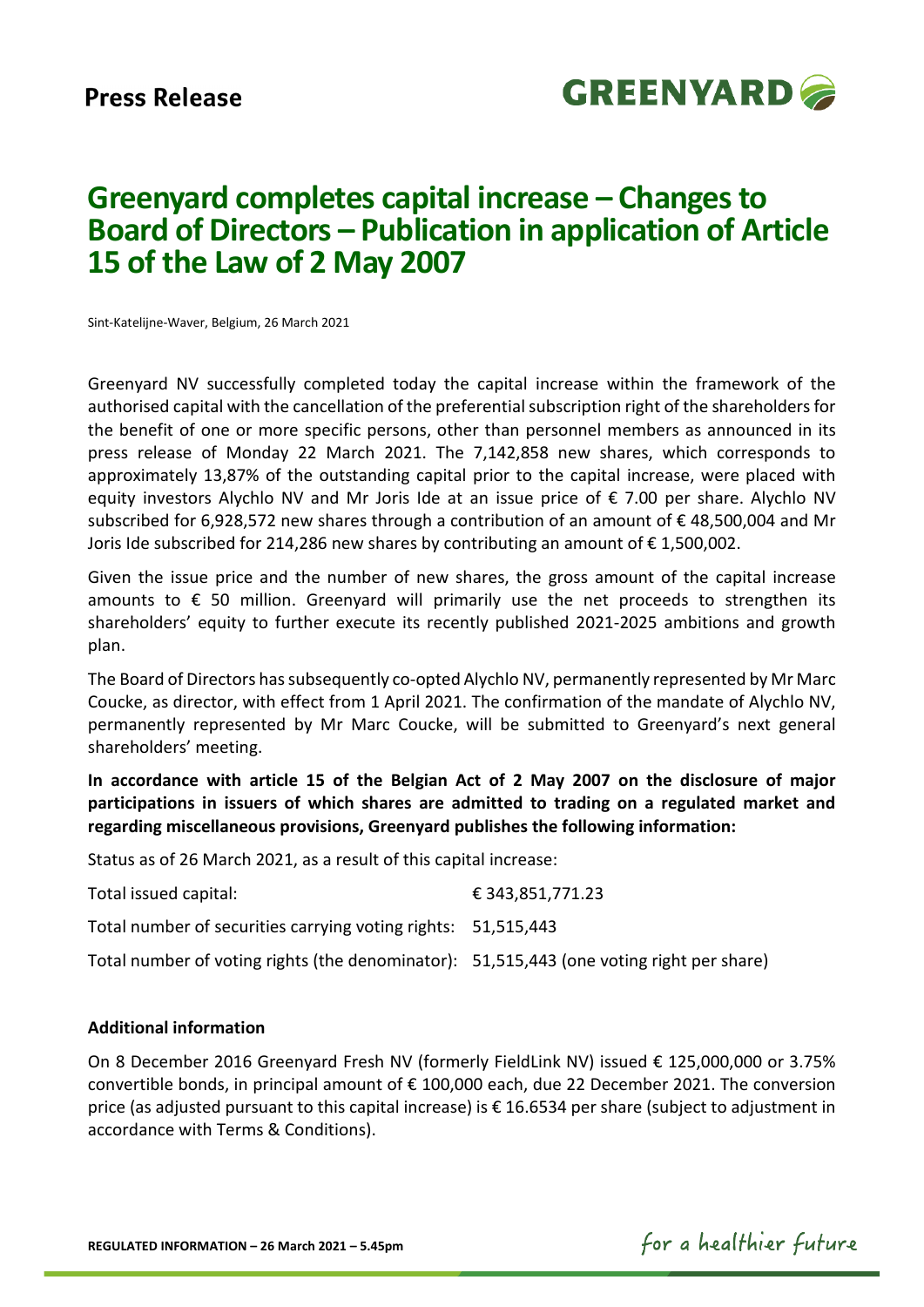**Press Release**

# Greenyard completes capital increase – Changes to Board of Directors – Publication in application of Article 15 of the Law of 2 May 2007

Sint-Katelijne-Waver, Belgium, 26 March 2021

Greenyard NV successfully completed today the capital increase within the framework of the authorised capital with the cancellation of the preferential subscription right of the shareholders for the benefit of one or more specific persons, other than personnel members as announced in its press release of Monday 22 March 2021. The 7,142,858 new shares, which corresponds to approximately 13,87% of the outstanding capital prior to the capital increase, were placed with equity investors Alychlo NV and Mr Joris Ide at an issue price of € 7.00 per share. Alychlo NV subscribed for 6,928,572 new shares through a contribution of an amount of € 48,500,004 and Mr Joris Ide subscribed for 214,286 new shares by contributing an amount of € 1,500,002.

Given the issue price and the number of new shares, the gross amount of the capital increase amounts to € 50 million. Greenyard will primarily use the net proceeds to strengthen its shareholders' equity to further execute its recently published 2021-2025 ambitions and growth plan.

The Board of Directors has subsequently co-opted Alychlo NV, permanently represented by Mr Marc Coucke, as director, with effect from 1 April 2021. The confirmation of the mandate of Alychlo NV, permanently represented by Mr Marc Coucke, will be submitted to Greenyard's next general shareholders' meeting.

**In accordance with article 15 of the Belgian Act of 2 May 2007 on the disclosure of major participations in issuers of which shares are admitted to trading on a regulated market and regarding miscellaneous provisions, Greenyard publishes the following information:**

Status as of 26 March 2021, as a result of this capital increase:

| | |
|---|---|
| Total issued capital: | € 343,851,771.23 |
| Total number of securities carrying voting rights: | 51,515,443 |
| Total number of voting rights (the denominator): | 51,515,443 (one voting right per share) |

**Additional information**

On 8 December 2016 Greenyard Fresh NV (formerly FieldLink NV) issued € 125,000,000 or 3.75% convertible bonds, in principal amount of € 100,000 each, due 22 December 2021. The conversion price (as adjusted pursuant to this capital increase) is € 16.6534 per share (subject to adjustment in accordance with Terms & Conditions).

**REGULATED INFORMATION – 26 March 2021 – 5.45pm**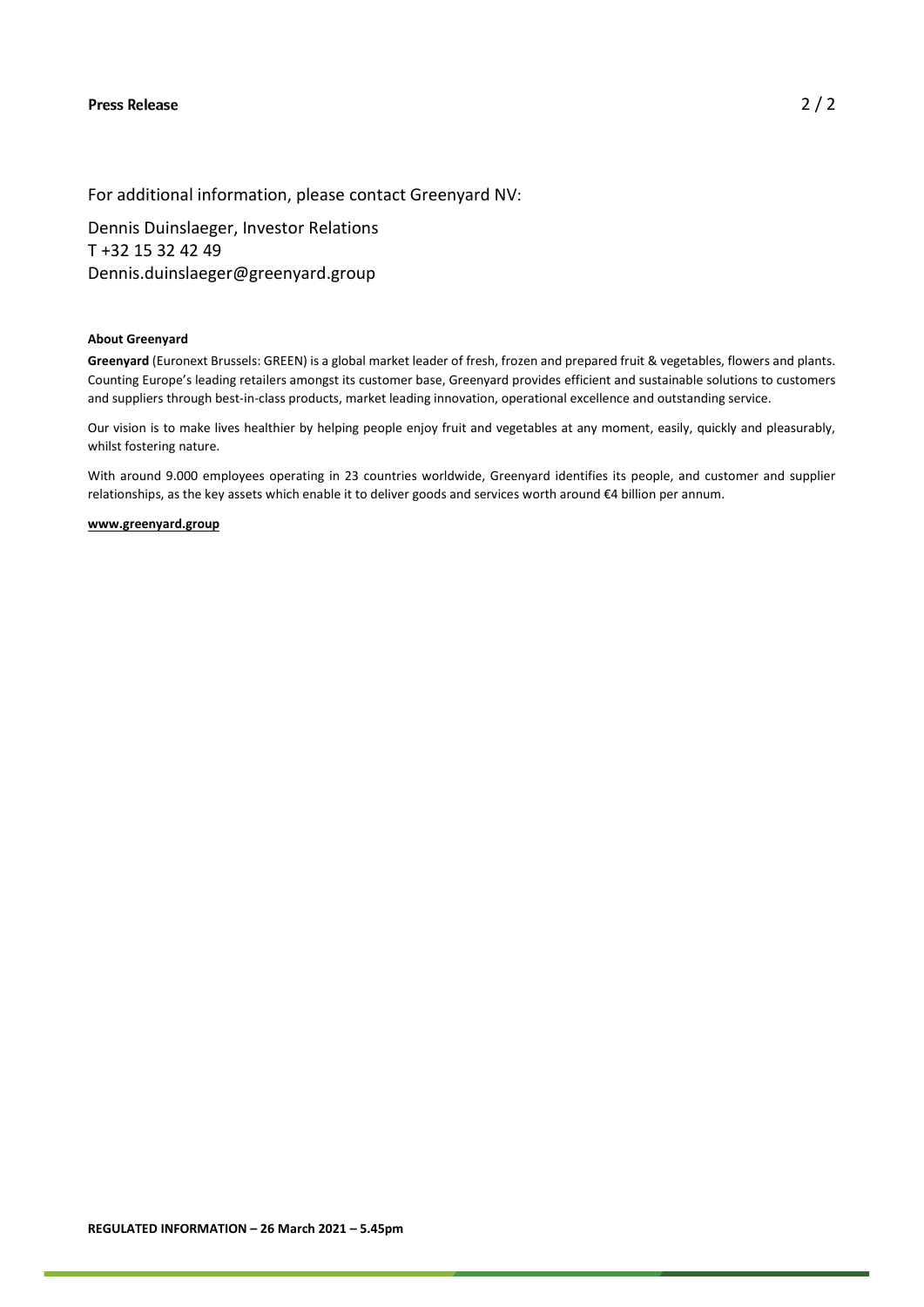For additional information, please contact Greenyard NV:

Dennis Duinslaeger, Investor Relations
T +32 15 32 42 49
Dennis.duinslaeger@greenyard.group

**About Greenyard**

**Greenyard** (Euronext Brussels: GREEN) is a global market leader of fresh, frozen and prepared fruit & vegetables, flowers and plants. Counting Europe's leading retailers amongst its customer base, Greenyard provides efficient and sustainable solutions to customers and suppliers through best-in-class products, market leading innovation, operational excellence and outstanding service.

Our vision is to make lives healthier by helping people enjoy fruit and vegetables at any moment, easily, quickly and pleasurably, whilst fostering nature.

With around 9.000 employees operating in 23 countries worldwide, Greenyard identifies its people, and customer and supplier relationships, as the key assets which enable it to deliver goods and services worth around €4 billion per annum.

**www.greenyard.group**

**REGULATED INFORMATION – 26 March 2021 – 5.45pm**